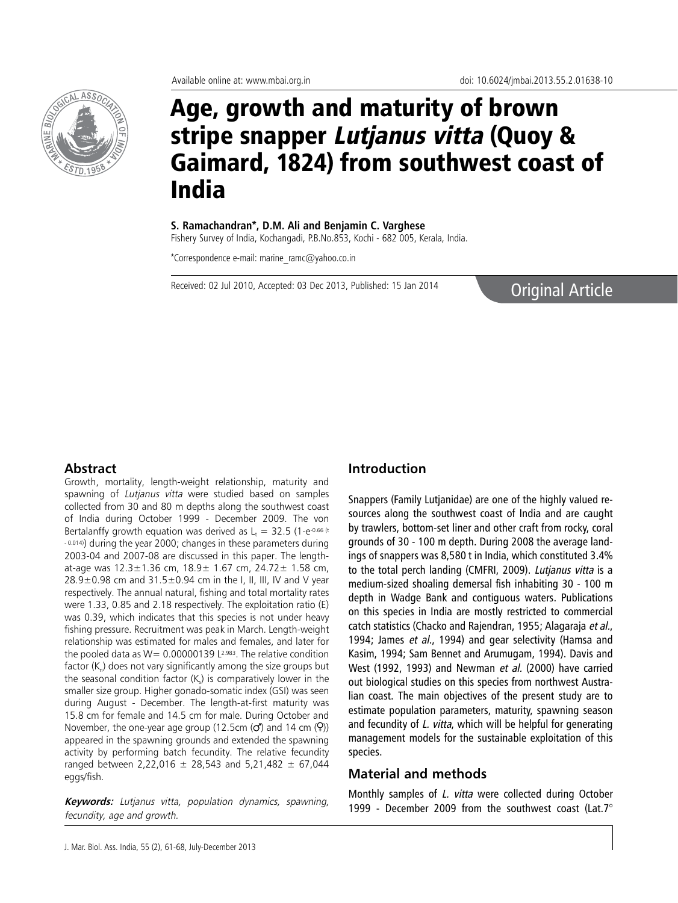Available online at: www.mbai.org.in

doi: 10.6024/jmbai.2013.55.2.01638-10

# Age, growth and maturity of brown stripe snapper *Lutjanus vitta* (Quoy & Gaimard, 1824) from southwest coast of India

**S. Ramachandran\*, D.M. Ali and Benjamin C. Varghese**

Fishery Survey of India, Kochangadi, P.B.No.853, Kochi - 682 005, Kerala, India.

\*Correspondence e-mail: marine_ramc@yahoo.co.in

Received: 02 Jul 2010, Accepted: 03 Dec 2013, Published: 15 Jan 2014

Original Article

## Abstract

Growth, mortality, length-weight relationship, maturity and spawning of *Lutjanus vitta* were studied based on samples collected from 30 and 80 m depths along the southwest coast of India during October 1999 - December 2009. The von Bertalanffy growth equation was derived as $L_t = 32.5\ (1\text{-}e^{-0.66\ (t\ -\ 0.014)})$ during the year 2000; changes in these parameters during 2003-04 and 2007-08 are discussed in this paper. The length-at-age was 12.3±1.36 cm, 18.9± 1.67 cm, 24.72± 1.58 cm, 28.9±0.98 cm and 31.5±0.94 cm in the I, II, III, IV and V year respectively. The annual natural, fishing and total mortality rates were 1.33, 0.85 and 2.18 respectively. The exploitation ratio (E) was 0.39, which indicates that this species is not under heavy fishing pressure. Recruitment was peak in March. Length-weight relationship was estimated for males and females, and later for the pooled data as $W = 0.00000139\ L^{2.983}$. The relative condition factor ($K_n$) does not vary significantly among the size groups but the seasonal condition factor ($K_s$) is comparatively lower in the smaller size group. Higher gonado-somatic index (GSI) was seen during August - December. The length-at-first maturity was 15.8 cm for female and 14.5 cm for male. During October and November, the one-year age group (12.5cm (♂) and 14 cm (♀)) appeared in the spawning grounds and extended the spawning activity by performing batch fecundity. The relative fecundity ranged between 2,22,016 ± 28,543 and 5,21,482 ± 67,044 eggs/fish.

***Keywords:*** *Lutjanus vitta, population dynamics, spawning, fecundity, age and growth.*

## Introduction

Snappers (Family Lutjanidae) are one of the highly valued resources along the southwest coast of India and are caught by trawlers, bottom-set liner and other craft from rocky, coral grounds of 30 - 100 m depth. During 2008 the average landings of snappers was 8,580 t in India, which constituted 3.4% to the total perch landing (CMFRI, 2009). *Lutjanus vitta* is a medium-sized shoaling demersal fish inhabiting 30 - 100 m depth in Wadge Bank and contiguous waters. Publications on this species in India are mostly restricted to commercial catch statistics (Chacko and Rajendran, 1955; Alagaraja *et al.*, 1994; James *et al.*, 1994) and gear selectivity (Hamsa and Kasim, 1994; Sam Bennet and Arumugam, 1994). Davis and West (1992, 1993) and Newman *et al.* (2000) have carried out biological studies on this species from northwest Australian coast. The main objectives of the present study are to estimate population parameters, maturity, spawning season and fecundity of *L. vitta*, which will be helpful for generating management models for the sustainable exploitation of this species.

## Material and methods

Monthly samples of *L. vitta* were collected during October 1999 - December 2009 from the southwest coast (Lat.7°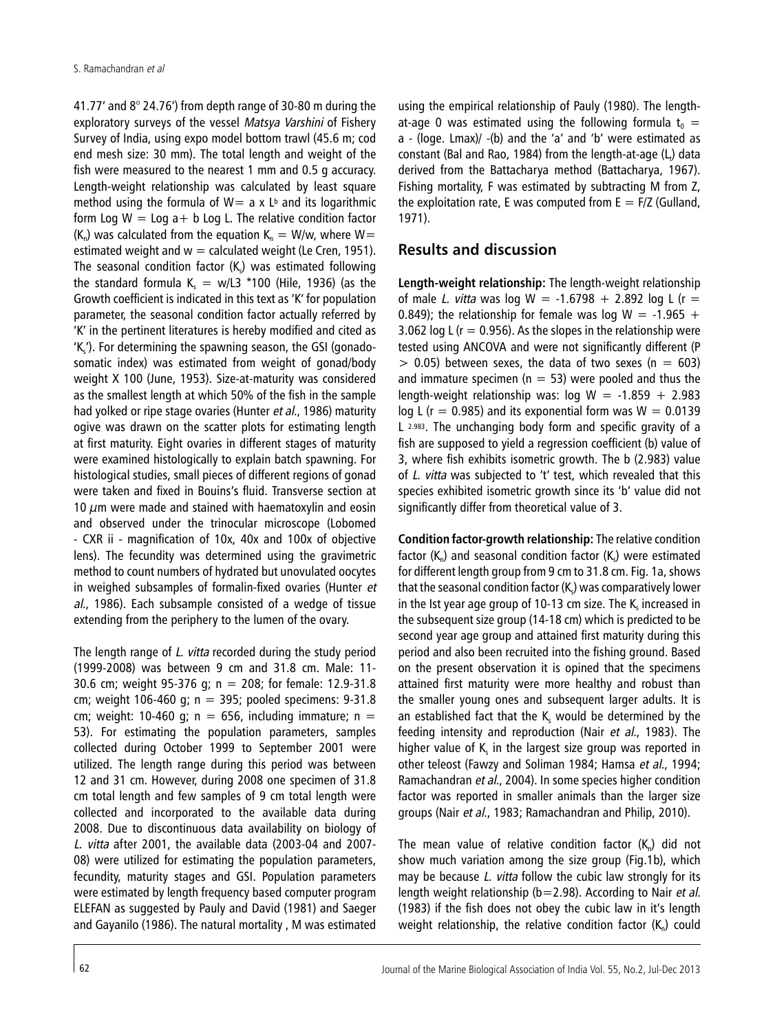41.77' and 8° 24.76') from depth range of 30-80 m during the exploratory surveys of the vessel *Matsya Varshini* of Fishery Survey of India, using expo model bottom trawl (45.6 m; cod end mesh size: 30 mm). The total length and weight of the fish were measured to the nearest 1 mm and 0.5 g accuracy. Length-weight relationship was calculated by least square method using the formula of $W = a \times L^b$ and its logarithmic form $\text{Log } W = \text{Log } a + b \text{ Log } L$. The relative condition factor ($K_n$) was calculated from the equation $K_n = W/w$, where $W =$ estimated weight and $w =$ calculated weight (Le Cren, 1951). The seasonal condition factor ($K_s$) was estimated following the standard formula $K_s = w/L3 * 100$ (Hile, 1936) (as the Growth coefficient is indicated in this text as 'K' for population parameter, the seasonal condition factor actually referred by 'K' in the pertinent literatures is hereby modified and cited as '$K_s$'). For determining the spawning season, the GSI (gonado-somatic index) was estimated from weight of gonad/body weight X 100 (June, 1953). Size-at-maturity was considered as the smallest length at which 50% of the fish in the sample had yolked or ripe stage ovaries (Hunter *et al.*, 1986) maturity ogive was drawn on the scatter plots for estimating length at first maturity. Eight ovaries in different stages of maturity were examined histologically to explain batch spawning. For histological studies, small pieces of different regions of gonad were taken and fixed in Bouins's fluid. Transverse section at 10 $\mu$m were made and stained with haematoxylin and eosin and observed under the trinocular microscope (Lobomed - CXR ii - magnification of 10x, 40x and 100x of objective lens). The fecundity was determined using the gravimetric method to count numbers of hydrated but unovulated oocytes in weighed subsamples of formalin-fixed ovaries (Hunter *et al.*, 1986). Each subsample consisted of a wedge of tissue extending from the periphery to the lumen of the ovary.

The length range of *L. vitta* recorded during the study period (1999-2008) was between 9 cm and 31.8 cm. Male: 11-30.6 cm; weight 95-376 g; $n = 208$; for female: 12.9-31.8 cm; weight 106-460 g; $n = 395$; pooled specimens: 9-31.8 cm; weight: 10-460 g; $n = 656$, including immature; $n = 53$). For estimating the population parameters, samples collected during October 1999 to September 2001 were utilized. The length range during this period was between 12 and 31 cm. However, during 2008 one specimen of 31.8 cm total length and few samples of 9 cm total length were collected and incorporated to the available data during 2008. Due to discontinuous data availability on biology of *L. vitta* after 2001, the available data (2003-04 and 2007-08) were utilized for estimating the population parameters, fecundity, maturity stages and GSI. Population parameters were estimated by length frequency based computer program ELEFAN as suggested by Pauly and David (1981) and Saeger and Gayanilo (1986). The natural mortality, M was estimated using the empirical relationship of Pauly (1980). The length-at-age 0 was estimated using the following formula $t_0 = a - (\log_e . L_{max}) / -(b)$ and the 'a' and 'b' were estimated as constant (Bal and Rao, 1984) from the length-at-age ($L_t$) data derived from the Battacharya method (Battacharya, 1967). Fishing mortality, F was estimated by subtracting M from Z, the exploitation rate, E was computed from $E = F/Z$ (Gulland, 1971).

## Results and discussion

**Length-weight relationship:** The length-weight relationship of male *L. vitta* was $\log W = -1.6798 + 2.892 \log L$ ($r = 0.849$); the relationship for female was $\log W = -1.965 + 3.062 \log L$ ($r = 0.956$). As the slopes in the relationship were tested using ANCOVA and were not significantly different ($P > 0.05$) between sexes, the data of two sexes ($n = 603$) and immature specimen ($n = 53$) were pooled and thus the length-weight relationship was: $\log W = -1.859 + 2.983 \log L$ ($r = 0.985$) and its exponential form was $W = 0.0139 L^{2.983}$. The unchanging body form and specific gravity of a fish are supposed to yield a regression coefficient (b) value of 3, where fish exhibits isometric growth. The b (2.983) value of *L. vitta* was subjected to 't' test, which revealed that this species exhibited isometric growth since its 'b' value did not significantly differ from theoretical value of 3.

**Condition factor-growth relationship:** The relative condition factor ($K_n$) and seasonal condition factor ($K_s$) were estimated for different length group from 9 cm to 31.8 cm. Fig. 1a, shows that the seasonal condition factor ($K_s$) was comparatively lower in the Ist year age group of 10-13 cm size. The $K_s$ increased in the subsequent size group (14-18 cm) which is predicted to be second year age group and attained first maturity during this period and also been recruited into the fishing ground. Based on the present observation it is opined that the specimens attained first maturity were more healthy and robust than the smaller young ones and subsequent larger adults. It is an established fact that the $K_s$ would be determined by the feeding intensity and reproduction (Nair *et al.*, 1983). The higher value of $K_s$ in the largest size group was reported in other teleost (Fawzy and Soliman 1984; Hamsa *et al.*, 1994; Ramachandran *et al.*, 2004). In some species higher condition factor was reported in smaller animals than the larger size groups (Nair *et al.*, 1983; Ramachandran and Philip, 2010).

The mean value of relative condition factor ($K_n$) did not show much variation among the size group (Fig.1b), which may be because *L. vitta* follow the cubic law strongly for its length weight relationship ($b = 2.98$). According to Nair *et al.* (1983) if the fish does not obey the cubic law in it's length weight relationship, the relative condition factor ($K_n$) could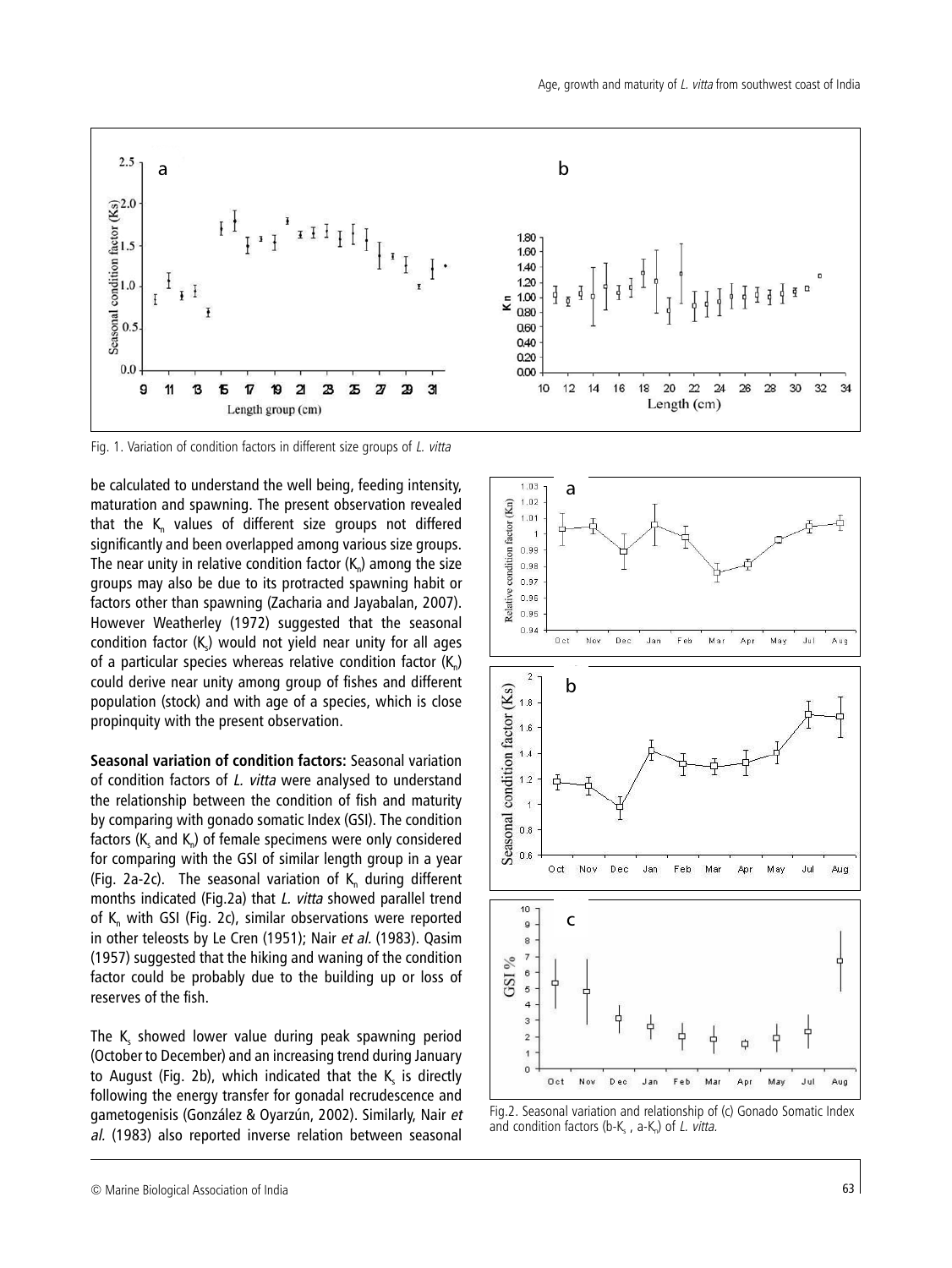Fig. 1. Variation of condition factors in different size groups of *L. vitta*

be calculated to understand the well being, feeding intensity, maturation and spawning. The present observation revealed that the $K_n$ values of different size groups not differed significantly and been overlapped among various size groups. The near unity in relative condition factor ($K_n$) among the size groups may also be due to its protracted spawning habit or factors other than spawning (Zacharia and Jayabalan, 2007). However Weatherley (1972) suggested that the seasonal condition factor ($K_s$) would not yield near unity for all ages of a particular species whereas relative condition factor ($K_n$) could derive near unity among group of fishes and different population (stock) and with age of a species, which is close propinquity with the present observation.

**Seasonal variation of condition factors:** Seasonal variation of condition factors of *L. vitta* were analysed to understand the relationship between the condition of fish and maturity by comparing with gonado somatic Index (GSI). The condition factors ($K_s$ and $K_n$) of female specimens were only considered for comparing with the GSI of similar length group in a year (Fig. 2a-2c). The seasonal variation of $K_n$ during different months indicated (Fig.2a) that *L. vitta* showed parallel trend of $K_n$ with GSI (Fig. 2c), similar observations were reported in other teleosts by Le Cren (1951); Nair *et al.* (1983). Qasim (1957) suggested that the hiking and waning of the condition factor could be probably due to the building up or loss of reserves of the fish.

The $K_s$ showed lower value during peak spawning period (October to December) and an increasing trend during January to August (Fig. 2b), which indicated that the $K_s$ is directly following the energy transfer for gonadal recrudescence and gametogenisis (González & Oyarzún, 2002). Similarly, Nair *et al.* (1983) also reported inverse relation between seasonal

Fig.2. Seasonal variation and relationship of (c) Gonado Somatic Index and condition factors (b-$K_s$ , a-$K_n$) of *L. vitta.*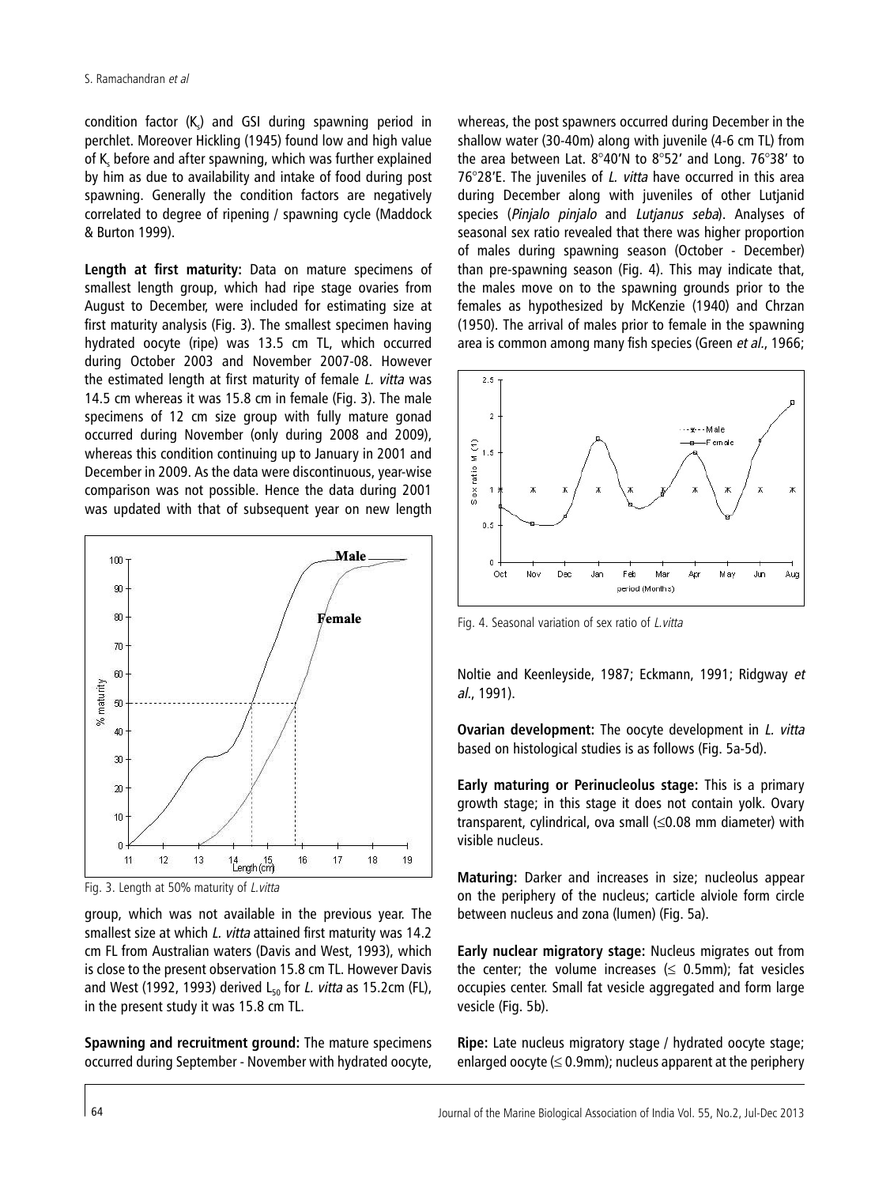condition factor ($K_s$) and GSI during spawning period in perchlet. Moreover Hickling (1945) found low and high value of $K_s$ before and after spawning, which was further explained by him as due to availability and intake of food during post spawning. Generally the condition factors are negatively correlated to degree of ripening / spawning cycle (Maddock & Burton 1999).

**Length at first maturity:** Data on mature specimens of smallest length group, which had ripe stage ovaries from August to December, were included for estimating size at first maturity analysis (Fig. 3). The smallest specimen having hydrated oocyte (ripe) was 13.5 cm TL, which occurred during October 2003 and November 2007-08. However the estimated length at first maturity of female *L. vitta* was 14.5 cm whereas it was 15.8 cm in female (Fig. 3). The male specimens of 12 cm size group with fully mature gonad occurred during November (only during 2008 and 2009), whereas this condition continuing up to January in 2001 and December in 2009. As the data were discontinuous, year-wise comparison was not possible. Hence the data during 2001 was updated with that of subsequent year on new length group, which was not available in the previous year. The smallest size at which *L. vitta* attained first maturity was 14.2 cm FL from Australian waters (Davis and West, 1993), which is close to the present observation 15.8 cm TL. However Davis and West (1992, 1993) derived $L_{50}$ for *L. vitta* as 15.2cm (FL), in the present study it was 15.8 cm TL.

Fig. 3. Length at 50% maturity of *L.vitta*

**Spawning and recruitment ground:** The mature specimens occurred during September - November with hydrated oocyte, whereas, the post spawners occurred during December in the shallow water (30-40m) along with juvenile (4-6 cm TL) from the area between Lat. 8°40'N to 8°52' and Long. 76°38' to 76°28'E. The juveniles of *L. vitta* have occurred in this area during December along with juveniles of other Lutjanid species (*Pinjalo pinjalo* and *Lutjanus seba*). Analyses of seasonal sex ratio revealed that there was higher proportion of males during spawning season (October - December) than pre-spawning season (Fig. 4). This may indicate that, the males move on to the spawning grounds prior to the females as hypothesized by McKenzie (1940) and Chrzan (1950). The arrival of males prior to female in the spawning area is common among many fish species (Green *et al.*, 1966; Noltie and Keenleyside, 1987; Eckmann, 1991; Ridgway *et al.*, 1991).

Fig. 4. Seasonal variation of sex ratio of *L.vitta*

**Ovarian development:** The oocyte development in *L. vitta* based on histological studies is as follows (Fig. 5a-5d).

**Early maturing or Perinucleolus stage:** This is a primary growth stage; in this stage it does not contain yolk. Ovary transparent, cylindrical, ova small (≤0.08 mm diameter) with visible nucleus.

**Maturing:** Darker and increases in size; nucleolus appear on the periphery of the nucleus; carticle alviole form circle between nucleus and zona (lumen) (Fig. 5a).

**Early nuclear migratory stage:** Nucleus migrates out from the center; the volume increases (≤ 0.5mm); fat vesicles occupies center. Small fat vesicle aggregated and form large vesicle (Fig. 5b).

**Ripe:** Late nucleus migratory stage / hydrated oocyte stage; enlarged oocyte (≤ 0.9mm); nucleus apparent at the periphery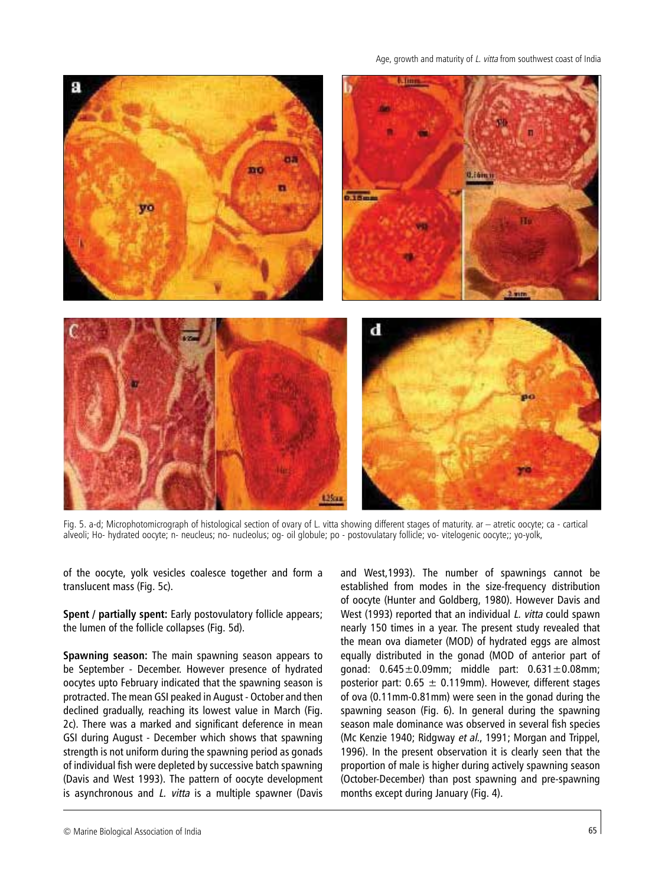Fig. 5. a-d; Microphotomicrograph of histological section of ovary of L. vitta showing different stages of maturity. ar – atretic oocyte; ca - cartical alveoli; Ho- hydrated oocyte; n- neucleus; no- nucleolus; og- oil globule; po - postovulatary follicle; vo- vitelogenic oocyte;; yo-yolk,

of the oocyte, yolk vesicles coalesce together and form a translucent mass (Fig. 5c).

**Spent / partially spent:** Early postovulatory follicle appears; the lumen of the follicle collapses (Fig. 5d).

**Spawning season:** The main spawning season appears to be September - December. However presence of hydrated oocytes upto February indicated that the spawning season is protracted. The mean GSI peaked in August - October and then declined gradually, reaching its lowest value in March (Fig. 2c). There was a marked and significant deference in mean GSI during August - December which shows that spawning strength is not uniform during the spawning period as gonads of individual fish were depleted by successive batch spawning (Davis and West 1993). The pattern of oocyte development is asynchronous and *L. vitta* is a multiple spawner (Davis and West,1993). The number of spawnings cannot be established from modes in the size-frequency distribution of oocyte (Hunter and Goldberg, 1980). However Davis and West (1993) reported that an individual *L. vitta* could spawn nearly 150 times in a year. The present study revealed that the mean ova diameter (MOD) of hydrated eggs are almost equally distributed in the gonad (MOD of anterior part of gonad: $0.645 \pm 0.09$mm; middle part: $0.631 \pm 0.08$mm; posterior part: $0.65 \pm 0.119$mm). However, different stages of ova (0.11mm-0.81mm) were seen in the gonad during the spawning season (Fig. 6). In general during the spawning season male dominance was observed in several fish species (Mc Kenzie 1940; Ridgway *et al.*, 1991; Morgan and Trippel, 1996). In the present observation it is clearly seen that the proportion of male is higher during actively spawning season (October-December) than post spawning and pre-spawning months except during January (Fig. 4).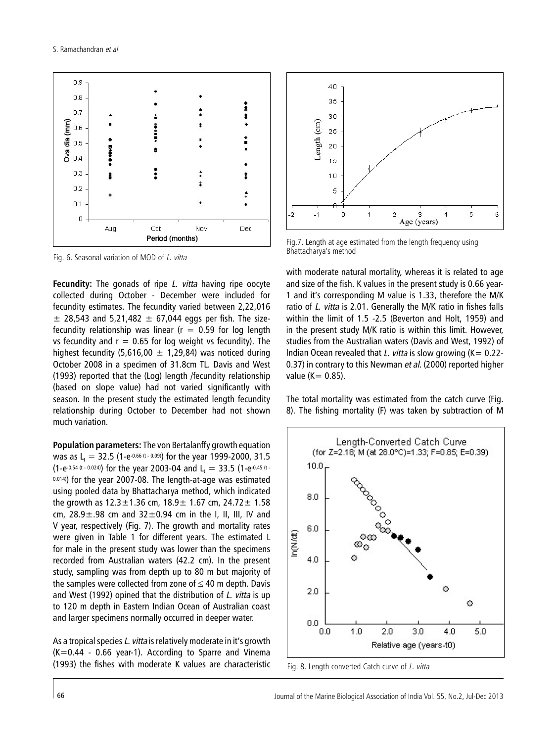Fig. 6. Seasonal variation of MOD of *L. vitta*

**Fecundity:** The gonads of ripe *L. vitta* having ripe oocyte collected during October - December were included for fecundity estimates. The fecundity varied between 2,22,016 ± 28,543 and 5,21,482 ± 67,044 eggs per fish. The size-fecundity relationship was linear ($r = 0.59$ for log length vs fecundity and $r = 0.65$ for log weight vs fecundity). The highest fecundity (5,616,00 ± 1,29,84) was noticed during October 2008 in a specimen of 31.8cm TL. Davis and West (1993) reported that the (Log) length /fecundity relationship (based on slope value) had not varied significantly with season. In the present study the estimated length fecundity relationship during October to December had not shown much variation.

**Population parameters:** The von Bertalanffy growth equation was as $L_t = 32.5\ (1\text{-}e^{-0.66\ (t\ -\ 0.09)})$ for the year 1999-2000, $31.5\ (1\text{-}e^{-0.54\ (t\ -\ 0.024)})$ for the year 2003-04 and $L_t = 33.5\ (1\text{-}e^{-0.45\ (t\ -\ 0.014)})$ for the year 2007-08. The length-at-age was estimated using pooled data by Bhattacharya method, which indicated the growth as 12.3±1.36 cm, 18.9± 1.67 cm, 24.72± 1.58 cm, 28.9±.98 cm and 32±0.94 cm in the I, II, III, IV and V year, respectively (Fig. 7). The growth and mortality rates were given in Table 1 for different years. The estimated L for male in the present study was lower than the specimens recorded from Australian waters (42.2 cm). In the present study, sampling was from depth up to 80 m but majority of the samples were collected from zone of ≤ 40 m depth. Davis and West (1992) opined that the distribution of *L. vitta* is up to 120 m depth in Eastern Indian Ocean of Australian coast and larger specimens normally occurred in deeper water.

As a tropical species *L. vitta* is relatively moderate in it's growth (K=0.44 - 0.66 year-1). According to Sparre and Vinema (1993) the fishes with moderate K values are characteristic

Fig.7. Length at age estimated from the length frequency using Bhattacharya's method

with moderate natural mortality, whereas it is related to age and size of the fish. K values in the present study is 0.66 year-1 and it's corresponding M value is 1.33, therefore the M/K ratio of *L. vitta* is 2.01. Generally the M/K ratio in fishes falls within the limit of 1.5 -2.5 (Beverton and Holt, 1959) and in the present study M/K ratio is within this limit. However, studies from the Australian waters (Davis and West, 1992) of Indian Ocean revealed that *L. vitta* is slow growing (K= 0.22-0.37) in contrary to this Newman *et al.* (2000) reported higher value (K= 0.85).

The total mortality was estimated from the catch curve (Fig. 8). The fishing mortality (F) was taken by subtraction of M

Fig. 8. Length converted Catch curve of *L. vitta*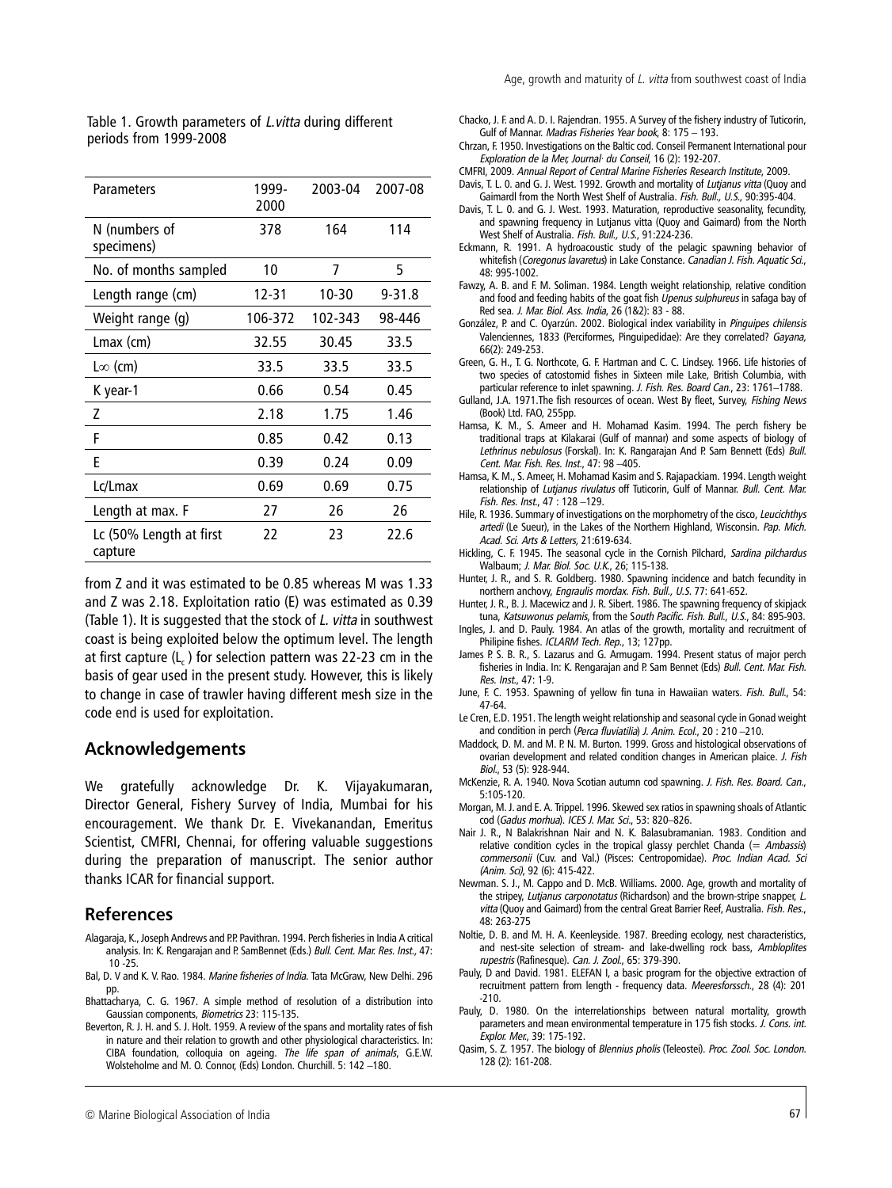Table 1. Growth parameters of *L.vitta* during different periods from 1999-2008

| Parameters | 1999-2000 | 2003-04 | 2007-08 |
|---|---|---|---|
| N (numbers of specimens) | 378 | 164 | 114 |
| No. of months sampled | 10 | 7 | 5 |
| Length range (cm) | 12-31 | 10-30 | 9-31.8 |
| Weight range (g) | 106-372 | 102-343 | 98-446 |
| Lmax (cm) | 32.55 | 30.45 | 33.5 |
| $L\infty$ (cm) | 33.5 | 33.5 | 33.5 |
| K year-1 | 0.66 | 0.54 | 0.45 |
| Z | 2.18 | 1.75 | 1.46 |
| F | 0.85 | 0.42 | 0.13 |
| E | 0.39 | 0.24 | 0.09 |
| Lc/Lmax | 0.69 | 0.69 | 0.75 |
| Length at max. F | 27 | 26 | 26 |
| Lc (50% Length at first capture | 22 | 23 | 22.6 |

from Z and it was estimated to be 0.85 whereas M was 1.33 and Z was 2.18. Exploitation ratio (E) was estimated as 0.39 (Table 1). It is suggested that the stock of *L. vitta* in southwest coast is being exploited below the optimum level. The length at first capture ($L_c$) for selection pattern was 22-23 cm in the basis of gear used in the present study. However, this is likely to change in case of trawler having different mesh size in the code end is used for exploitation.

## Acknowledgements

We gratefully acknowledge Dr. K. Vijayakumaran, Director General, Fishery Survey of India, Mumbai for his encouragement. We thank Dr. E. Vivekanandan, Emeritus Scientist, CMFRI, Chennai, for offering valuable suggestions during the preparation of manuscript. The senior author thanks ICAR for financial support.

## References

Alagaraja, K., Joseph Andrews and P.P. Pavithran. 1994. Perch fisheries in India A critical analysis. In: K. Rengarajan and P. SamBennet (Eds.) *Bull. Cent. Mar. Res. Inst.*, 47: 10 -25.

Bal, D. V and K. V. Rao. 1984. *Marine fisheries of India.* Tata McGraw, New Delhi. 296 pp.

Bhattacharya, C. G. 1967. A simple method of resolution of a distribution into Gaussian components, *Biometrics* 23: 115-135.

Beverton, R. J. H. and S. J. Holt. 1959. A review of the spans and mortality rates of fish in nature and their relation to growth and other physiological characteristics. In: CIBA foundation, colloquia on ageing. *The life span of animals*, G.E.W. Wolsteholme and M. O. Connor, (Eds) London. Churchill. 5: 142 –180.

Chacko, J. F. and A. D. I. Rajendran. 1955. A Survey of the fishery industry of Tuticorin, Gulf of Mannar. *Madras Fisheries Year book*, 8: 175 – 193.

Chrzan, F. 1950. Investigations on the Baltic cod. Conseil Permanent International pour *Exploration de la Mer, Journal· du Conseil*, 16 (2): 192-207.

CMFRI, 2009. *Annual Report of Central Marine Fisheries Research Institute*, 2009.

Davis, T. L. 0. and G. J. West. 1992. Growth and mortality of *Lutjanus vitta* (Quoy and Gaimardl from the North West Shelf of Australia. *Fish. Bull., U.S.*, 90:395-404.

Davis, T. L. 0. and G. J. West. 1993. Maturation, reproductive seasonality, fecundity, and spawning frequency in Lutjanus vitta (Quoy and Gaimard) from the North West Shelf of Australia. *Fish. Bull., U.S.*, 91:224-236.

Eckmann, R. 1991. A hydroacoustic study of the pelagic spawning behavior of whitefish (*Coregonus lavaretus*) in Lake Constance. *Canadian J. Fish. Aquatic Sci.*, 48: 995-1002.

Fawzy, A. B. and F. M. Soliman. 1984. Length weight relationship, relative condition and food and feeding habits of the goat fish *Upenus sulphureus* in safaga bay of Red sea. *J. Mar. Biol. Ass. India*, 26 (1&2): 83 - 88.

González, P. and C. Oyarzún. 2002. Biological index variability in *Pinguipes chilensis* Valenciennes, 1833 (Perciformes, Pinguipedidae): Are they correlated? *Gayana,* 66(2): 249-253.

Green, G. H., T. G. Northcote, G. F. Hartman and C. C. Lindsey. 1966. Life histories of two species of catostomid fishes in Sixteen mile Lake, British Columbia, with particular reference to inlet spawning. *J. Fish. Res. Board Can.*, 23: 1761–1788.

Gulland, J.A. 1971.The fish resources of ocean. West By fleet, Survey, *Fishing News* (Book) Ltd. FAO, 255pp.

Hamsa, K. M., S. Ameer and H. Mohamad Kasim. 1994. The perch fishery be traditional traps at Kilakarai (Gulf of mannar) and some aspects of biology of *Lethrinus nebulosus* (Forskal). In: K. Rangarajan And P. Sam Bennett (Eds) *Bull. Cent. Mar. Fish. Res. Inst.*, 47: 98 –405.

Hamsa, K. M., S. Ameer, H. Mohamad Kasim and S. Rajapackiam. 1994. Length weight relationship of *Lutjanus rivulatus* off Tuticorin, Gulf of Mannar. *Bull. Cent. Mar. Fish. Res. Inst.*, 47 : 128 –129.

Hile, R. 1936. Summary of investigations on the morphometry of the cisco, *Leucichthys artedi* (Le Sueur), in the Lakes of the Northern Highland, Wisconsin. *Pap. Mich. Acad. Sci. Arts & Letters*, 21:619-634.

Hickling, C. F. 1945. The seasonal cycle in the Cornish Pilchard, *Sardina pilchardus* Walbaum; *J. Mar. Biol. Soc. U.K.*, 26; 115-138.

Hunter, J. R., and S. R. Goldberg. 1980. Spawning incidence and batch fecundity in northern anchovy, *Engraulis mordax. Fish. Bull., U.S.* 77: 641-652.

Hunter, J. R., B. J. Macewicz and J. R. Sibert. 1986. The spawning frequency of skipjack tuna, *Katsuwonus pelamis*, from the S*outh Pacific. Fish. Bull., U.S.*, 84: 895-903.

Ingles, J. and D. Pauly. 1984. An atlas of the growth, mortality and recruitment of Philipine fishes. *ICLARM Tech. Rep.*, 13; 127pp.

James P. S. B. R., S. Lazarus and G. Armugam. 1994. Present status of major perch fisheries in India. In: K. Rengarajan and P. Sam Bennet (Eds) *Bull. Cent. Mar. Fish. Res. Inst.*, 47: 1-9.

June, F. C. 1953. Spawning of yellow fin tuna in Hawaiian waters. *Fish. Bull.*, 54: 47-64.

Le Cren, E.D. 1951. The length weight relationship and seasonal cycle in Gonad weight and condition in perch (*Perca fluviatilia*) *J. Anim. Ecol.*, 20 : 210 –210.

Maddock, D. M. and M. P. N. M. Burton. 1999. Gross and histological observations of ovarian development and related condition changes in American plaice. *J. Fish Biol.*, 53 (5): 928-944.

McKenzie, R. A. 1940. Nova Scotian autumn cod spawning. *J. Fish. Res. Board. Can.*, 5:105-120.

Morgan, M. J. and E. A. Trippel. 1996. Skewed sex ratios in spawning shoals of Atlantic cod (*Gadus morhua*). *ICES J. Mar. Sci.*, 53: 820–826.

Nair J. R., N Balakrishnan Nair and N. K. Balasubramanian. 1983. Condition and relative condition cycles in the tropical glassy perchlet Chanda (= *Ambassis*) *commersonii* (Cuv. and Val.) (Pisces: Centropomidae). *Proc. Indian Acad. Sci (Anim. Sci)*, 92 (6): 415-422.

Newman. S. J., M. Cappo and D. McB. Williams. 2000. Age, growth and mortality of the stripey, *Lutjanus carponotatus* (Richardson) and the brown-stripe snapper, *L. vitta* (Quoy and Gaimard) from the central Great Barrier Reef, Australia. *Fish. Res.*, 48: 263-275

Noltie, D. B. and M. H. A. Keenleyside. 1987. Breeding ecology, nest characteristics, and nest-site selection of stream- and lake-dwelling rock bass, *Ambloplites rupestris* (Rafinesque). *Can. J. Zool.*, 65: 379-390.

Pauly, D and David. 1981. ELEFAN I, a basic program for the objective extraction of recruitment pattern from length - frequency data. *Meeresforssch.*, 28 (4): 201 -210.

Pauly, D. 1980. On the interrelationships between natural mortality, growth parameters and mean environmental temperature in 175 fish stocks. *J. Cons. int. Explor. Mer.*, 39: 175-192.

Qasim, S. Z. 1957. The biology of *Blennius pholis* (Teleostei). *Proc. Zool. Soc. London.* 128 (2): 161-208.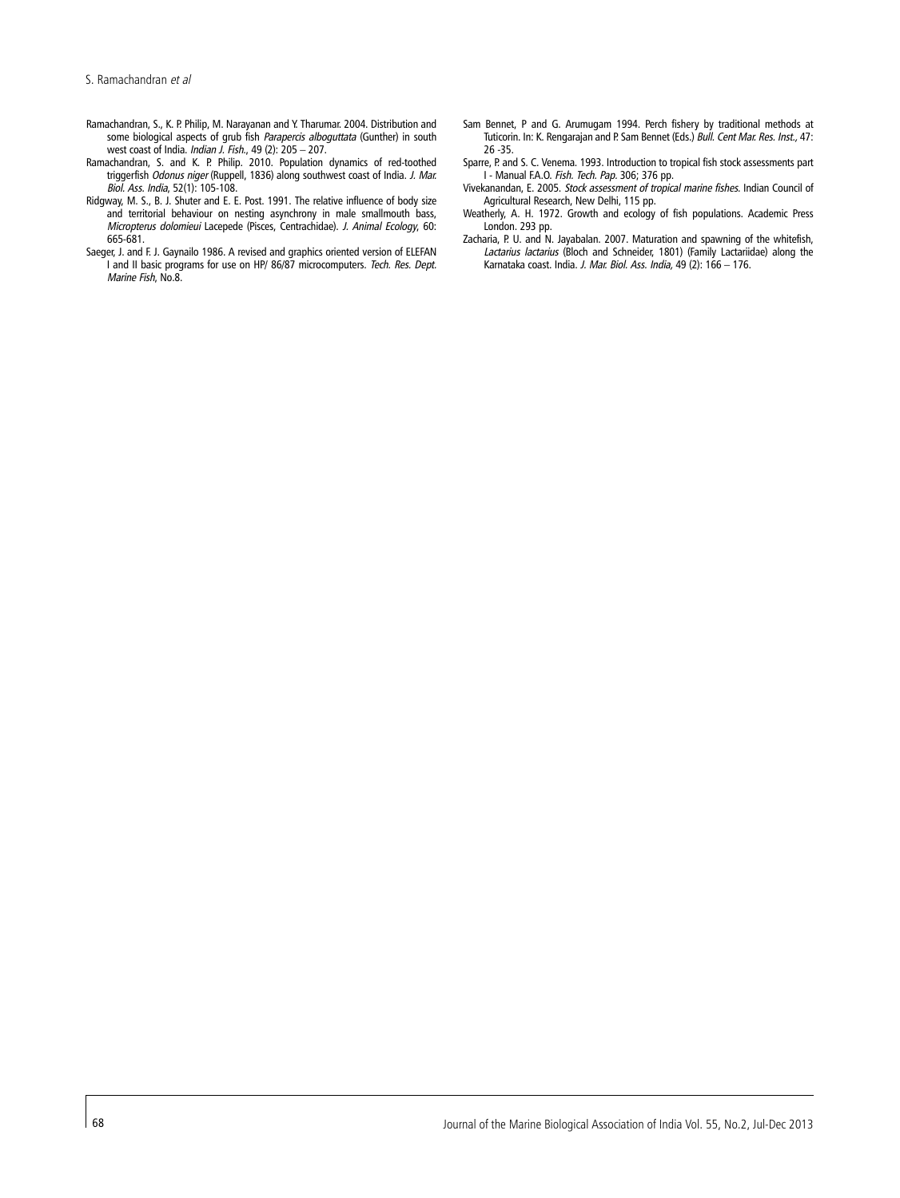Ramachandran, S., K. P. Philip, M. Narayanan and Y. Tharumar. 2004. Distribution and some biological aspects of grub fish *Parapercis alboguttata* (Gunther) in south west coast of India. *Indian J. Fish.*, 49 (2): 205 – 207.

Ramachandran, S. and K. P. Philip. 2010. Population dynamics of red-toothed triggerfish *Odonus niger* (Ruppell, 1836) along southwest coast of India. *J. Mar. Biol. Ass. India*, 52(1): 105-108.

Ridgway, M. S., B. J. Shuter and E. E. Post. 1991. The relative influence of body size and territorial behaviour on nesting asynchrony in male smallmouth bass, *Micropterus dolomieui* Lacepede (Pisces, Centrachidae). *J. Animal Ecology*, 60: 665-681.

Saeger, J. and F. J. Gaynailo 1986. A revised and graphics oriented version of ELEFAN I and II basic programs for use on HP/ 86/87 microcomputers. *Tech. Res. Dept. Marine Fish*, No.8.

Sam Bennet, P and G. Arumugam 1994. Perch fishery by traditional methods at Tuticorin. In: K. Rengarajan and P. Sam Bennet (Eds.) *Bull. Cent Mar. Res. Inst.*, 47: 26 -35.

Sparre, P. and S. C. Venema. 1993. Introduction to tropical fish stock assessments part I - Manual F.A.O. *Fish. Tech. Pap.* 306; 376 pp.

Vivekanandan, E. 2005. *Stock assessment of tropical marine fishes.* Indian Council of Agricultural Research, New Delhi, 115 pp.

Weatherly, A. H. 1972. Growth and ecology of fish populations. Academic Press London. 293 pp.

Zacharia, P. U. and N. Jayabalan. 2007. Maturation and spawning of the whitefish, *Lactarius lactarius* (Bloch and Schneider, 1801) (Family Lactariidae) along the Karnataka coast. India. *J. Mar. Biol. Ass. India*, 49 (2): 166 – 176.